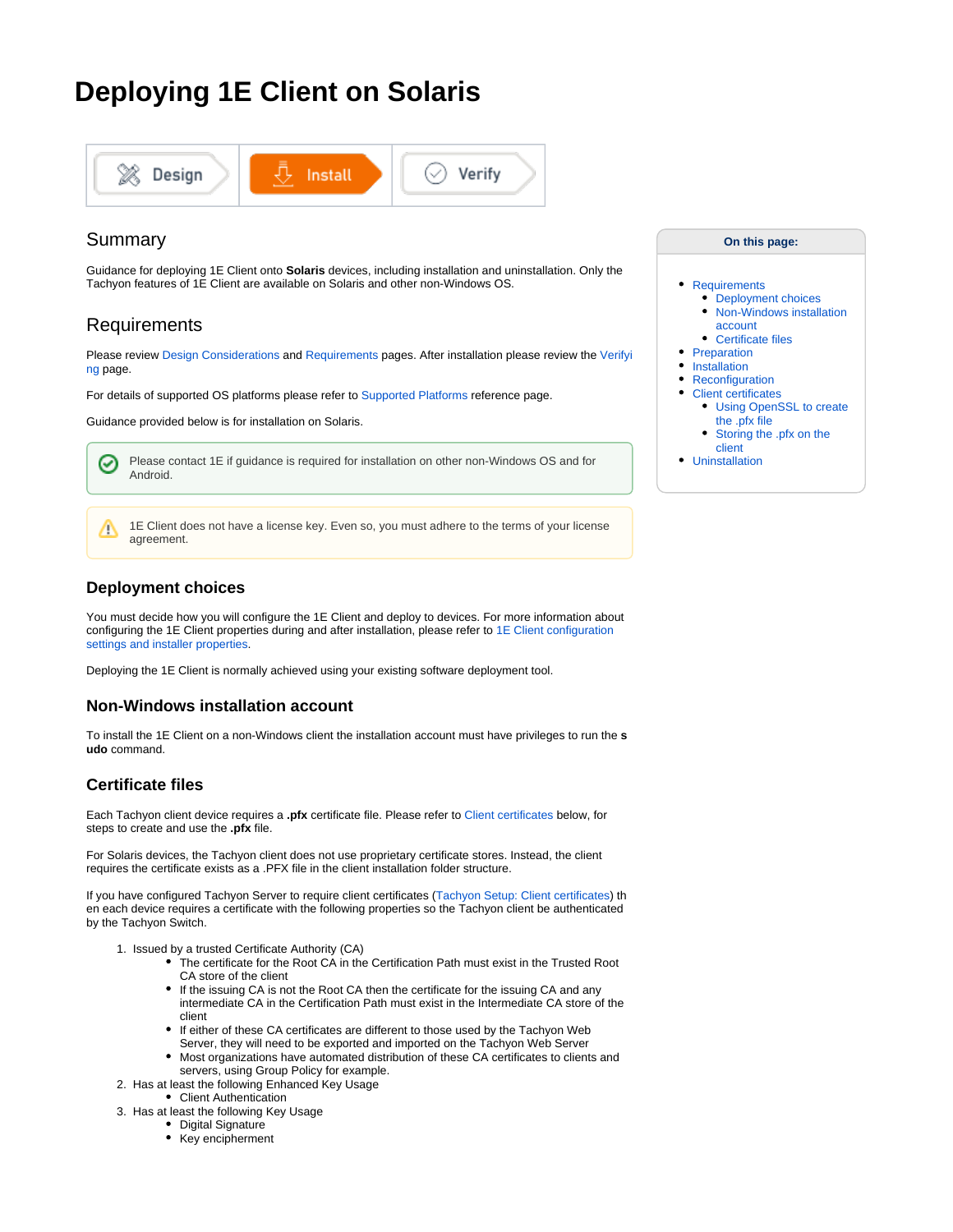# Deploying 1E Client on Solaris

Design | Install | Verify

## Summary

Guidance for deploying 1E Client onto **Solaris** devices, including installation and uninstallation. Only the Tachyon features of 1E Client are available on Solaris and other non-Windows OS.

**On this page:**

- Requirements
  - Deployment choices
  - Non-Windows installation account
  - Certificate files
- Preparation
- Installation
- Reconfiguration
- Client certificates
  - Using OpenSSL to create the .pfx file
  - Storing the .pfx on the client
- Uninstallation

## Requirements

Please review Design Considerations and Requirements pages. After installation please review the Verifying page.

For details of supported OS platforms please refer to Supported Platforms reference page.

Guidance provided below is for installation on Solaris.

Please contact 1E if guidance is required for installation on other non-Windows OS and for Android.

1E Client does not have a license key. Even so, you must adhere to the terms of your license agreement.

### Deployment choices

You must decide how you will configure the 1E Client and deploy to devices. For more information about configuring the 1E Client properties during and after installation, please refer to 1E Client configuration settings and installer properties.

Deploying the 1E Client is normally achieved using your existing software deployment tool.

### Non-Windows installation account

To install the 1E Client on a non-Windows client the installation account must have privileges to run the **sudo** command.

### Certificate files

Each Tachyon client device requires a **.pfx** certificate file. Please refer to Client certificates below, for steps to create and use the **.pfx** file.

For Solaris devices, the Tachyon client does not use proprietary certificate stores. Instead, the client requires the certificate exists as a .PFX file in the client installation folder structure.

If you have configured Tachyon Server to require client certificates (Tachyon Setup: Client certificates) then each device requires a certificate with the following properties so the Tachyon client be authenticated by the Tachyon Switch.

1. Issued by a trusted Certificate Authority (CA)
   - The certificate for the Root CA in the Certification Path must exist in the Trusted Root CA store of the client
   - If the issuing CA is not the Root CA then the certificate for the issuing CA and any intermediate CA in the Certification Path must exist in the Intermediate CA store of the client
   - If either of these CA certificates are different to those used by the Tachyon Web Server, they will need to be exported and imported on the Tachyon Web Server
   - Most organizations have automated distribution of these CA certificates to clients and servers, using Group Policy for example.
2. Has at least the following Enhanced Key Usage
   - Client Authentication
3. Has at least the following Key Usage
   - Digital Signature
   - Key encipherment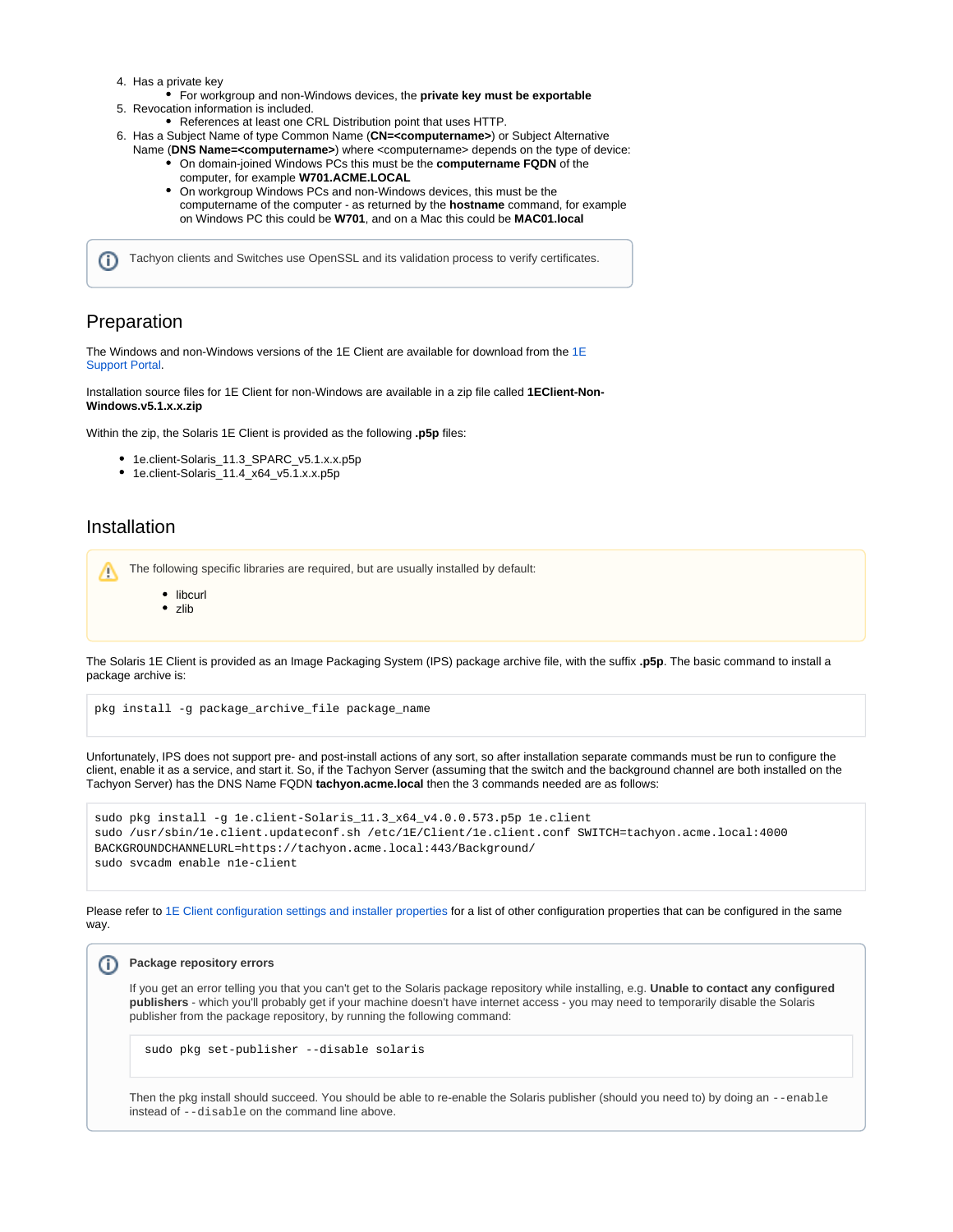4. Has a private key
    - For workgroup and non-Windows devices, the **private key must be exportable**
5. Revocation information is included.
    - References at least one CRL Distribution point that uses HTTP.
6. Has a Subject Name of type Common Name (**CN=<computername>**) or Subject Alternative Name (**DNS Name=<computername>**) where <computername> depends on the type of device:
    - On domain-joined Windows PCs this must be the **computername FQDN** of the computer, for example **W701.ACME.LOCAL**
    - On workgroup Windows PCs and non-Windows devices, this must be the computername of the computer - as returned by the **hostname** command, for example on Windows PC this could be **W701**, and on a Mac this could be **MAC01.local**

> Tachyon clients and Switches use OpenSSL and its validation process to verify certificates.

## Preparation

The Windows and non-Windows versions of the 1E Client are available for download from the 1E Support Portal.

Installation source files for 1E Client for non-Windows are available in a zip file called **1EClient-Non-Windows.v5.1.x.x.zip**

Within the zip, the Solaris 1E Client is provided as the following **.p5p** files:

- 1e.client-Solaris_11.3_SPARC_v5.1.x.x.p5p
- 1e.client-Solaris_11.4_x64_v5.1.x.x.p5p

## Installation

> The following specific libraries are required, but are usually installed by default:
>
> - libcurl
> - zlib

The Solaris 1E Client is provided as an Image Packaging System (IPS) package archive file, with the suffix **.p5p**. The basic command to install a package archive is:

```
pkg install -g package_archive_file package_name
```

Unfortunately, IPS does not support pre- and post-install actions of any sort, so after installation separate commands must be run to configure the client, enable it as a service, and start it. So, if the Tachyon Server (assuming that the switch and the background channel are both installed on the Tachyon Server) has the DNS Name FQDN **tachyon.acme.local** then the 3 commands needed are as follows:

```
sudo pkg install -g 1e.client-Solaris_11.3_x64_v4.0.0.573.p5p 1e.client
sudo /usr/sbin/1e.client.updateconf.sh /etc/1E/Client/1e.client.conf SWITCH=tachyon.acme.local:4000
BACKGROUNDCHANNELURL=https://tachyon.acme.local:443/Background/
sudo svcadm enable n1e-client
```

Please refer to 1E Client configuration settings and installer properties for a list of other configuration properties that can be configured in the same way.

> **Package repository errors**
>
> If you get an error telling you that you can't get to the Solaris package repository while installing, e.g. **Unable to contact any configured publishers** - which you'll probably get if your machine doesn't have internet access - you may need to temporarily disable the Solaris publisher from the package repository, by running the following command:
>
> ```
> sudo pkg set-publisher --disable solaris
> ```
>
> Then the pkg install should succeed. You should be able to re-enable the Solaris publisher (should you need to) by doing an `--enable` instead of `--disable` on the command line above.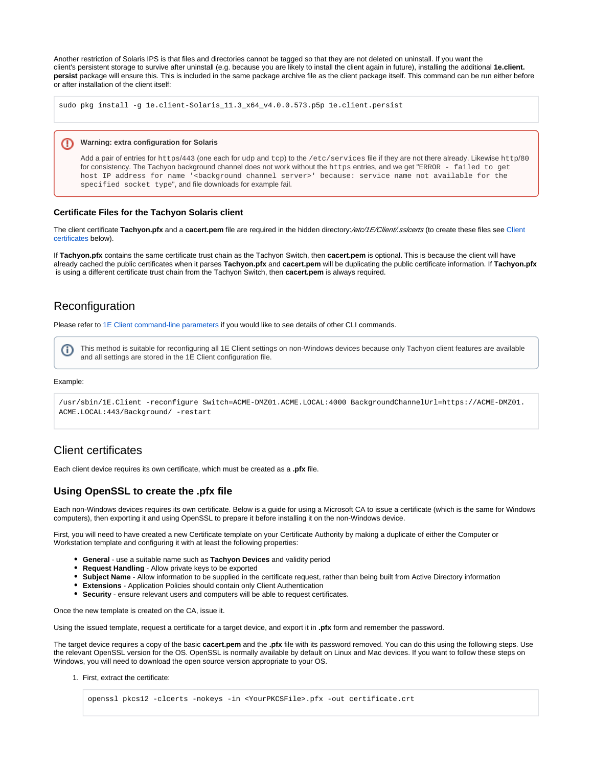Another restriction of Solaris IPS is that files and directories cannot be tagged so that they are not deleted on uninstall. If you want the client's persistent storage to survive after uninstall (e.g. because you are likely to install the client again in future), installing the additional **1e.client.persist** package will ensure this. This is included in the same package archive file as the client package itself. This command can be run either before or after installation of the client itself:

```
sudo pkg install -g 1e.client-Solaris_11.3_x64_v4.0.0.573.p5p 1e.client.persist
```

> **Warning: extra configuration for Solaris**
>
> Add a pair of entries for `https/443` (one each for `udp` and `tcp`) to the `/etc/services` file if they are not there already. Likewise `http/80` for consistency. The Tachyon background channel does not work without the `https` entries, and we get "`ERROR - failed to get host IP address for name '<background channel server>' because: service name not available for the specified socket type`", and file downloads for example fail.

### Certificate Files for the Tachyon Solaris client

The client certificate **Tachyon.pfx** and a **cacert.pem** file are required in the hidden directory:*/etc/1E/Client/.sslcerts* (to create these files see Client certificates below).

If **Tachyon.pfx** contains the same certificate trust chain as the Tachyon Switch, then **cacert.pem** is optional. This is because the client will have already cached the public certificates when it parses **Tachyon.pfx** and **cacert.pem** will be duplicating the public certificate information. If **Tachyon.pfx** is using a different certificate trust chain from the Tachyon Switch, then **cacert.pem** is always required.

## Reconfiguration

Please refer to 1E Client command-line parameters if you would like to see details of other CLI commands.

> This method is suitable for reconfiguring all 1E Client settings on non-Windows devices because only Tachyon client features are available and all settings are stored in the 1E Client configuration file.

Example:

```
/usr/sbin/1E.Client -reconfigure Switch=ACME-DMZ01.ACME.LOCAL:4000 BackgroundChannelUrl=https://ACME-DMZ01.ACME.LOCAL:443/Background/ -restart
```

## Client certificates

Each client device requires its own certificate, which must be created as a **.pfx** file.

### Using OpenSSL to create the .pfx file

Each non-Windows devices requires its own certificate. Below is a guide for using a Microsoft CA to issue a certificate (which is the same for Windows computers), then exporting it and using OpenSSL to prepare it before installing it on the non-Windows device.

First, you will need to have created a new Certificate template on your Certificate Authority by making a duplicate of either the Computer or Workstation template and configuring it with at least the following properties:

- **General** - use a suitable name such as **Tachyon Devices** and validity period
- **Request Handling** - Allow private keys to be exported
- **Subject Name** - Allow information to be supplied in the certificate request, rather than being built from Active Directory information
- **Extensions** - Application Policies should contain only Client Authentication
- **Security** - ensure relevant users and computers will be able to request certificates.

Once the new template is created on the CA, issue it.

Using the issued template, request a certificate for a target device, and export it in **.pfx** form and remember the password.

The target device requires a copy of the basic **cacert.pem** and the **.pfx** file with its password removed. You can do this using the following steps. Use the relevant OpenSSL version for the OS. OpenSSL is normally available by default on Linux and Mac devices. If you want to follow these steps on Windows, you will need to download the open source version appropriate to your OS.

1. First, extract the certificate:

   ```
   openssl pkcs12 -clcerts -nokeys -in <YourPKCSFile>.pfx -out certificate.crt
   ```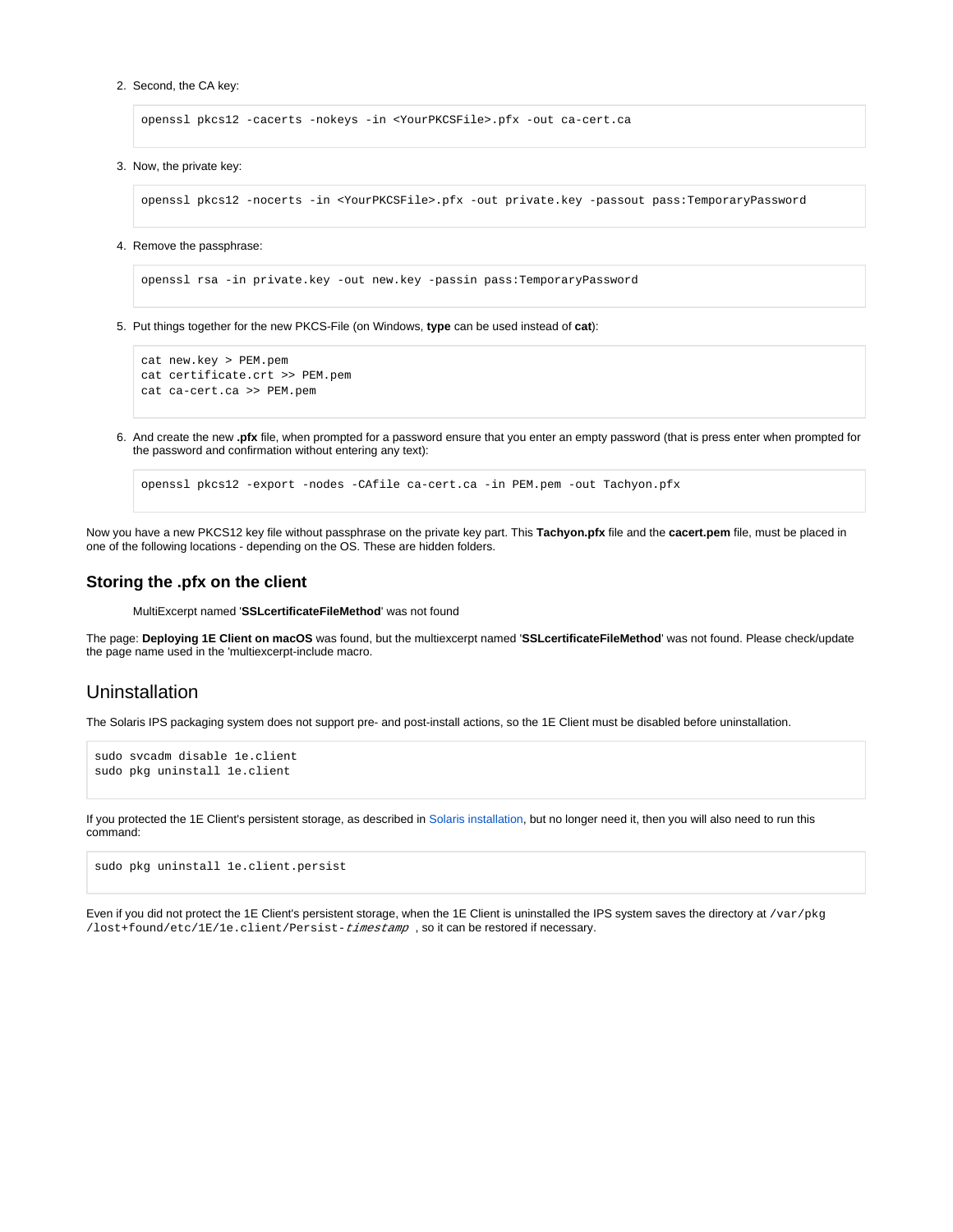2. Second, the CA key:

```
openssl pkcs12 -cacerts -nokeys -in <YourPKCSFile>.pfx -out ca-cert.ca
```

3. Now, the private key:

```
openssl pkcs12 -nocerts -in <YourPKCSFile>.pfx -out private.key -passout pass:TemporaryPassword
```

4. Remove the passphrase:

```
openssl rsa -in private.key -out new.key -passin pass:TemporaryPassword
```

5. Put things together for the new PKCS-File (on Windows, **type** can be used instead of **cat**):

```
cat new.key > PEM.pem
cat certificate.crt >> PEM.pem
cat ca-cert.ca >> PEM.pem
```

6. And create the new **.pfx** file, when prompted for a password ensure that you enter an empty password (that is press enter when prompted for the password and confirmation without entering any text):

```
openssl pkcs12 -export -nodes -CAfile ca-cert.ca -in PEM.pem -out Tachyon.pfx
```

Now you have a new PKCS12 key file without passphrase on the private key part. This **Tachyon.pfx** file and the **cacert.pem** file, must be placed in one of the following locations - depending on the OS. These are hidden folders.

### Storing the .pfx on the client

MultiExcerpt named '**SSLcertificateFileMethod**' was not found

The page: **Deploying 1E Client on macOS** was found, but the multiexcerpt named '**SSLcertificateFileMethod**' was not found. Please check/update the page name used in the 'multiexcerpt-include macro.

## Uninstallation

The Solaris IPS packaging system does not support pre- and post-install actions, so the 1E Client must be disabled before uninstallation.

```
sudo svcadm disable 1e.client
sudo pkg uninstall 1e.client
```

If you protected the 1E Client's persistent storage, as described in Solaris installation, but no longer need it, then you will also need to run this command:

```
sudo pkg uninstall 1e.client.persist
```

Even if you did not protect the 1E Client's persistent storage, when the 1E Client is uninstalled the IPS system saves the directory at `/var/pkg/lost+found/etc/1E/1e.client/Persist-`*`timestamp`* , so it can be restored if necessary.